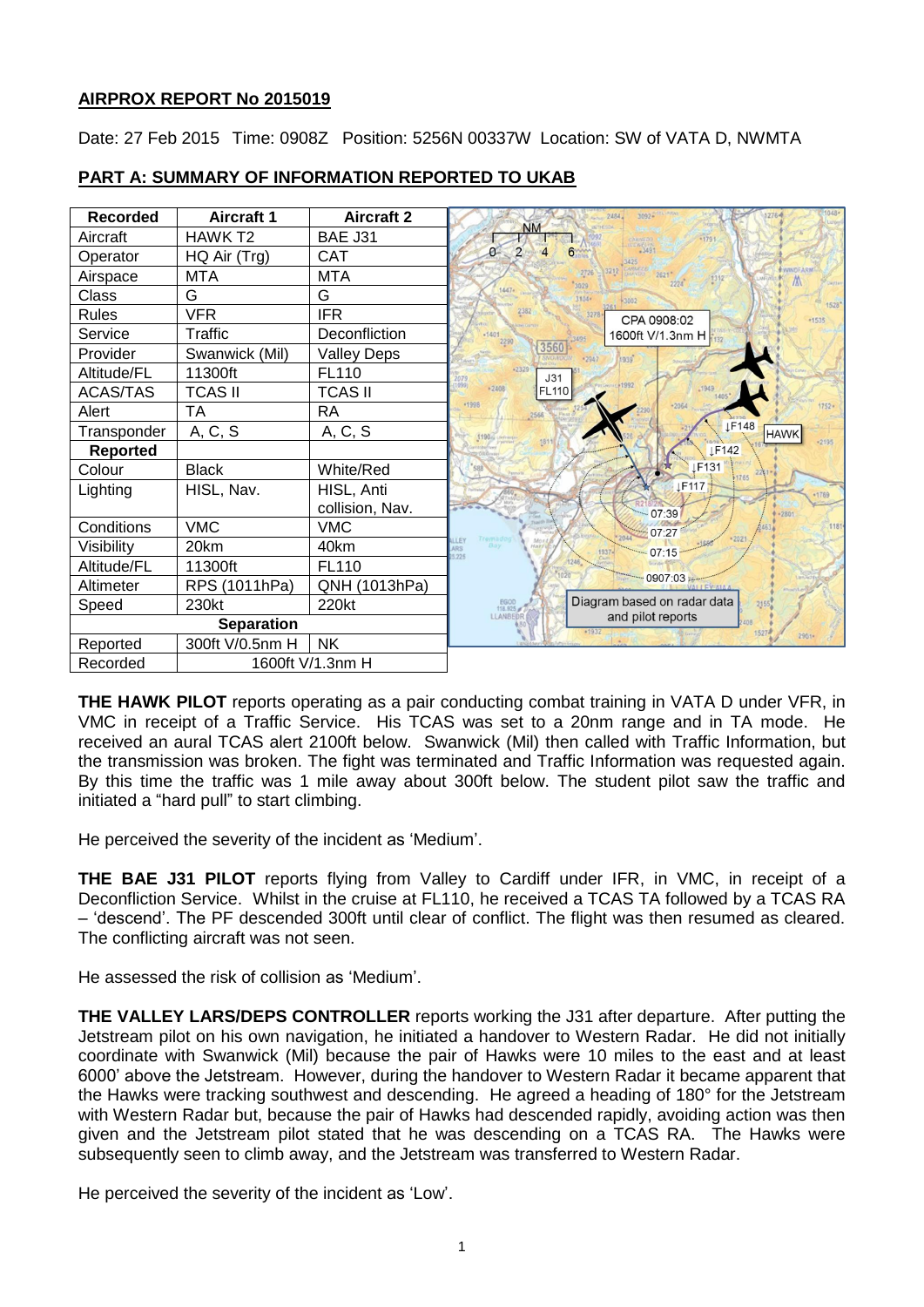**AIRPROX REPORT No 2015019**

Date: 27 Feb 2015 Time: 0908Z Position: 5256N 00337W Location: SW of VATA D, NWMTA

**PART A: SUMMARY OF INFORMATION REPORTED TO UKAB**

| Recorded | Aircraft 1 | Aircraft 2 |
|---|---|---|
| Aircraft | HAWK T2 | BAE J31 |
| Operator | HQ Air (Trg) | CAT |
| Airspace | MTA | MTA |
| Class | G | G |
| Rules | VFR | IFR |
| Service | Traffic | Deconfliction |
| Provider | Swanwick (Mil) | Valley Deps |
| Altitude/FL | 11300ft | FL110 |
| ACAS/TAS | TCAS II | TCAS II |
| Alert | TA | RA |
| Transponder | A, C, S | A, C, S |
| **Reported** | | |
| Colour | Black | White/Red |
| Lighting | HISL, Nav. | HISL, Anti collision, Nav. |
| Conditions | VMC | VMC |
| Visibility | 20km | 40km |
| Altitude/FL | 11300ft | FL110 |
| Altimeter | RPS (1011hPa) | QNH (1013hPa) |
| Speed | 230kt | 220kt |
| **Separation** | | |
| Reported | 300ft V/0.5nm H | NK |
| Recorded | 1600ft V/1.3nm H | |

**THE HAWK PILOT** reports operating as a pair conducting combat training in VATA D under VFR, in VMC in receipt of a Traffic Service. His TCAS was set to a 20nm range and in TA mode. He received an aural TCAS alert 2100ft below. Swanwick (Mil) then called with Traffic Information, but the transmission was broken. The fight was terminated and Traffic Information was requested again. By this time the traffic was 1 mile away about 300ft below. The student pilot saw the traffic and initiated a "hard pull" to start climbing.

He perceived the severity of the incident as 'Medium'.

**THE BAE J31 PILOT** reports flying from Valley to Cardiff under IFR, in VMC, in receipt of a Deconfliction Service. Whilst in the cruise at FL110, he received a TCAS TA followed by a TCAS RA – 'descend'. The PF descended 300ft until clear of conflict. The flight was then resumed as cleared. The conflicting aircraft was not seen.

He assessed the risk of collision as 'Medium'.

**THE VALLEY LARS/DEPS CONTROLLER** reports working the J31 after departure. After putting the Jetstream pilot on his own navigation, he initiated a handover to Western Radar. He did not initially coordinate with Swanwick (Mil) because the pair of Hawks were 10 miles to the east and at least 6000' above the Jetstream. However, during the handover to Western Radar it became apparent that the Hawks were tracking southwest and descending. He agreed a heading of 180° for the Jetstream with Western Radar but, because the pair of Hawks had descended rapidly, avoiding action was then given and the Jetstream pilot stated that he was descending on a TCAS RA. The Hawks were subsequently seen to climb away, and the Jetstream was transferred to Western Radar.

He perceived the severity of the incident as 'Low'.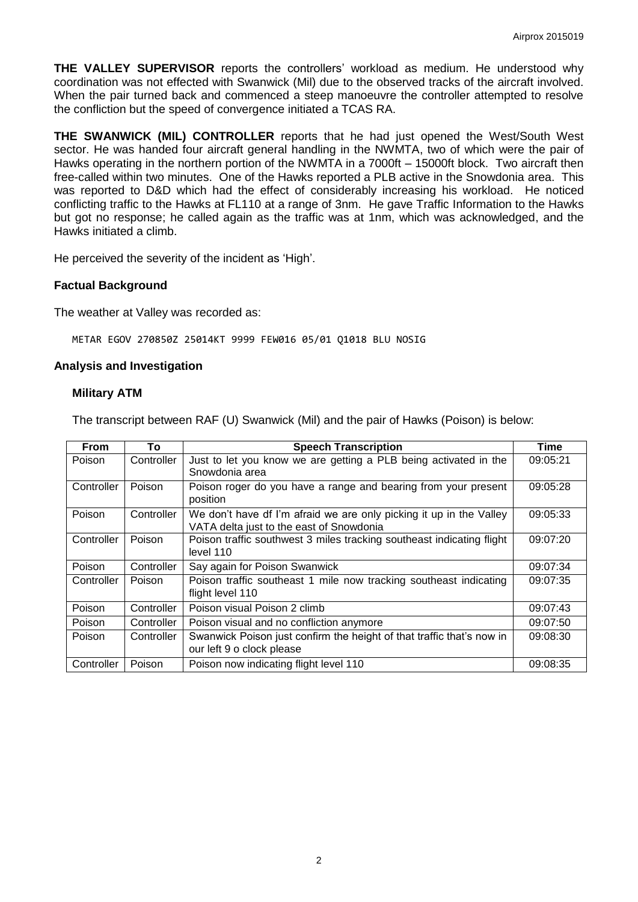**THE VALLEY SUPERVISOR** reports the controllers' workload as medium. He understood why coordination was not effected with Swanwick (Mil) due to the observed tracks of the aircraft involved. When the pair turned back and commenced a steep manoeuvre the controller attempted to resolve the confliction but the speed of convergence initiated a TCAS RA.

**THE SWANWICK (MIL) CONTROLLER** reports that he had just opened the West/South West sector. He was handed four aircraft general handling in the NWMTA, two of which were the pair of Hawks operating in the northern portion of the NWMTA in a 7000ft – 15000ft block. Two aircraft then free-called within two minutes. One of the Hawks reported a PLB active in the Snowdonia area. This was reported to D&D which had the effect of considerably increasing his workload. He noticed conflicting traffic to the Hawks at FL110 at a range of 3nm. He gave Traffic Information to the Hawks but got no response; he called again as the traffic was at 1nm, which was acknowledged, and the Hawks initiated a climb.

He perceived the severity of the incident as 'High'.

### Factual Background

The weather at Valley was recorded as:

```
METAR EGOV 270850Z 25014KT 9999 FEW016 05/01 Q1018 BLU NOSIG
```

### Analysis and Investigation

#### Military ATM

The transcript between RAF (U) Swanwick (Mil) and the pair of Hawks (Poison) is below:

| From | To | Speech Transcription | Time |
|---|---|---|---|
| Poison | Controller | Just to let you know we are getting a PLB being activated in the Snowdonia area | 09:05:21 |
| Controller | Poison | Poison roger do you have a range and bearing from your present position | 09:05:28 |
| Poison | Controller | We don't have df I'm afraid we are only picking it up in the Valley VATA delta just to the east of Snowdonia | 09:05:33 |
| Controller | Poison | Poison traffic southwest 3 miles tracking southeast indicating flight level 110 | 09:07:20 |
| Poison | Controller | Say again for Poison Swanwick | 09:07:34 |
| Controller | Poison | Poison traffic southeast 1 mile now tracking southeast indicating flight level 110 | 09:07:35 |
| Poison | Controller | Poison visual Poison 2 climb | 09:07:43 |
| Poison | Controller | Poison visual and no confliction anymore | 09:07:50 |
| Poison | Controller | Swanwick Poison just confirm the height of that traffic that's now in our left 9 o clock please | 09:08:30 |
| Controller | Poison | Poison now indicating flight level 110 | 09:08:35 |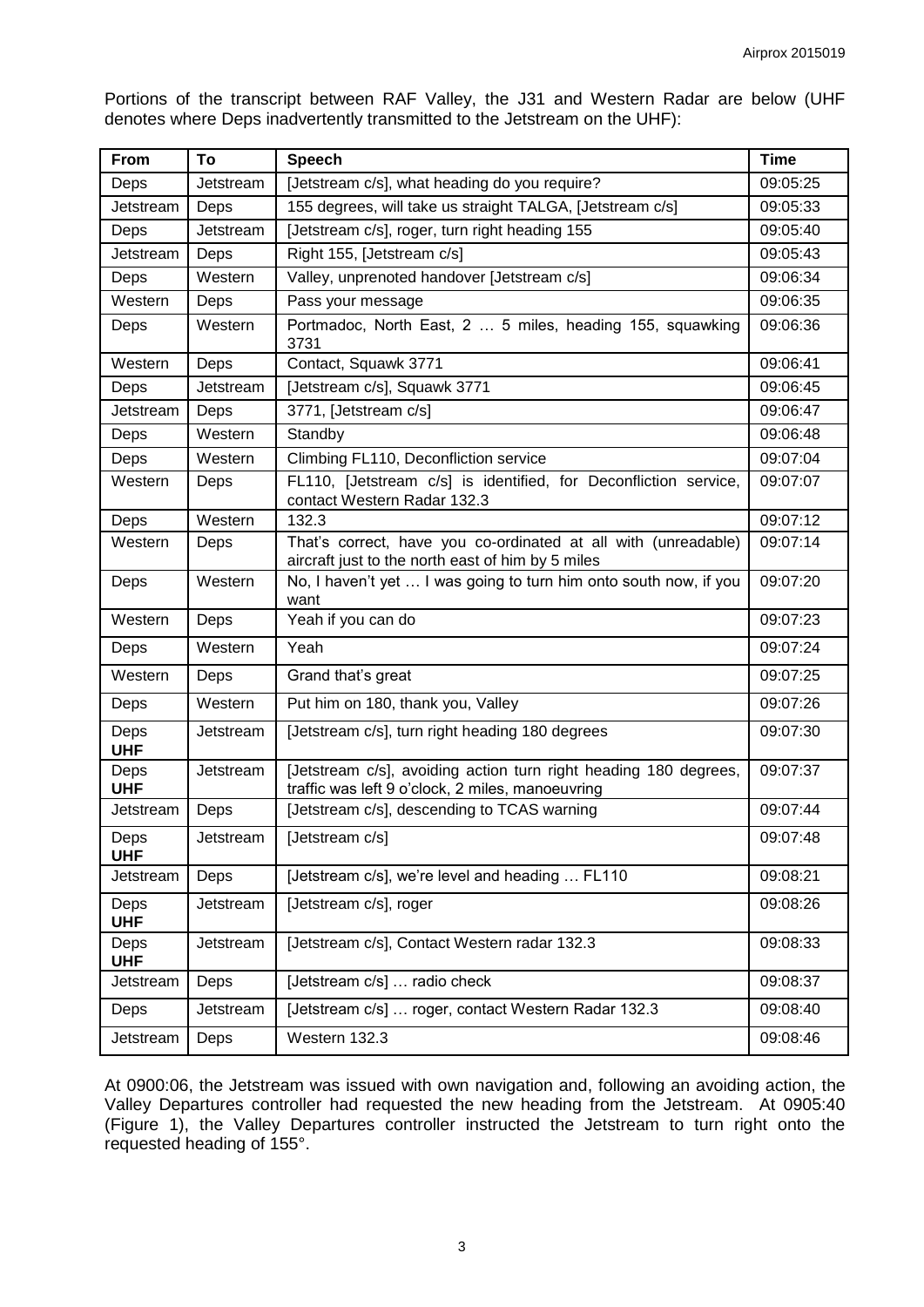Portions of the transcript between RAF Valley, the J31 and Western Radar are below (UHF denotes where Deps inadvertently transmitted to the Jetstream on the UHF):

| From | To | Speech | Time |
|---|---|---|---|
| Deps | Jetstream | [Jetstream c/s], what heading do you require? | 09:05:25 |
| Jetstream | Deps | 155 degrees, will take us straight TALGA, [Jetstream c/s] | 09:05:33 |
| Deps | Jetstream | [Jetstream c/s], roger, turn right heading 155 | 09:05:40 |
| Jetstream | Deps | Right 155, [Jetstream c/s] | 09:05:43 |
| Deps | Western | Valley, unprenoted handover [Jetstream c/s] | 09:06:34 |
| Western | Deps | Pass your message | 09:06:35 |
| Deps | Western | Portmadoc, North East, 2 … 5 miles, heading 155, squawking 3731 | 09:06:36 |
| Western | Deps | Contact, Squawk 3771 | 09:06:41 |
| Deps | Jetstream | [Jetstream c/s], Squawk 3771 | 09:06:45 |
| Jetstream | Deps | 3771, [Jetstream c/s] | 09:06:47 |
| Deps | Western | Standby | 09:06:48 |
| Deps | Western | Climbing FL110, Deconfliction service | 09:07:04 |
| Western | Deps | FL110, [Jetstream c/s] is identified, for Deconfliction service, contact Western Radar 132.3 | 09:07:07 |
| Deps | Western | 132.3 | 09:07:12 |
| Western | Deps | That's correct, have you co-ordinated at all with (unreadable) aircraft just to the north east of him by 5 miles | 09:07:14 |
| Deps | Western | No, I haven't yet … I was going to turn him onto south now, if you want | 09:07:20 |
| Western | Deps | Yeah if you can do | 09:07:23 |
| Deps | Western | Yeah | 09:07:24 |
| Western | Deps | Grand that's great | 09:07:25 |
| Deps | Western | Put him on 180, thank you, Valley | 09:07:26 |
| Deps UHF | Jetstream | [Jetstream c/s], turn right heading 180 degrees | 09:07:30 |
| Deps UHF | Jetstream | [Jetstream c/s], avoiding action turn right heading 180 degrees, traffic was left 9 o'clock, 2 miles, manoeuvring | 09:07:37 |
| Jetstream | Deps | [Jetstream c/s], descending to TCAS warning | 09:07:44 |
| Deps UHF | Jetstream | [Jetstream c/s] | 09:07:48 |
| Jetstream | Deps | [Jetstream c/s], we're level and heading … FL110 | 09:08:21 |
| Deps UHF | Jetstream | [Jetstream c/s], roger | 09:08:26 |
| Deps UHF | Jetstream | [Jetstream c/s], Contact Western radar 132.3 | 09:08:33 |
| Jetstream | Deps | [Jetstream c/s] … radio check | 09:08:37 |
| Deps | Jetstream | [Jetstream c/s] … roger, contact Western Radar 132.3 | 09:08:40 |
| Jetstream | Deps | Western 132.3 | 09:08:46 |

At 0900:06, the Jetstream was issued with own navigation and, following an avoiding action, the Valley Departures controller had requested the new heading from the Jetstream. At 0905:40 (Figure 1), the Valley Departures controller instructed the Jetstream to turn right onto the requested heading of 155°.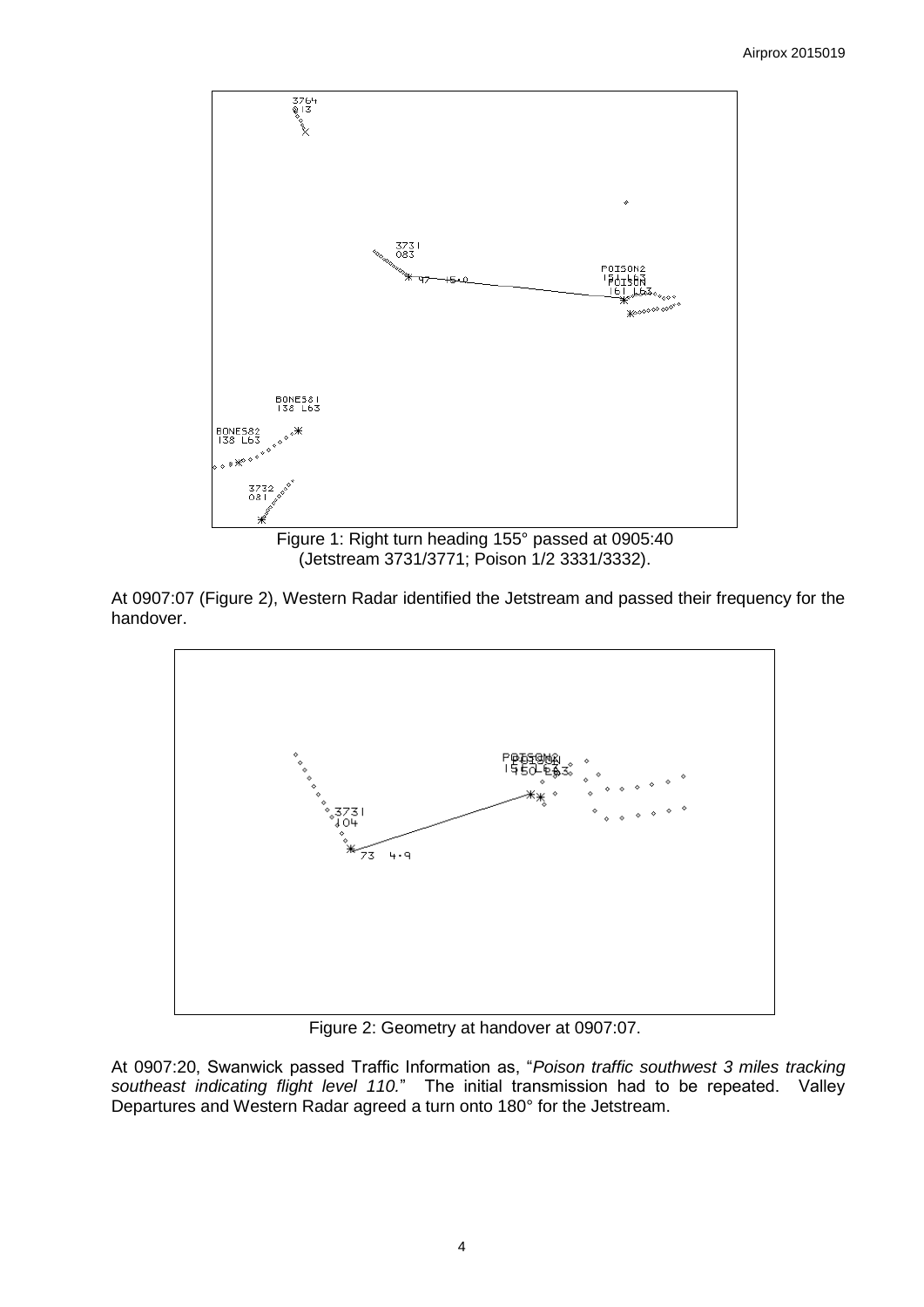Figure 1: Right turn heading 155° passed at 0905:40 (Jetstream 3731/3771; Poison 1/2 3331/3332).

At 0907:07 (Figure 2), Western Radar identified the Jetstream and passed their frequency for the handover.

Figure 2: Geometry at handover at 0907:07.

At 0907:20, Swanwick passed Traffic Information as, "*Poison traffic southwest 3 miles tracking southeast indicating flight level 110.*" The initial transmission had to be repeated. Valley Departures and Western Radar agreed a turn onto 180° for the Jetstream.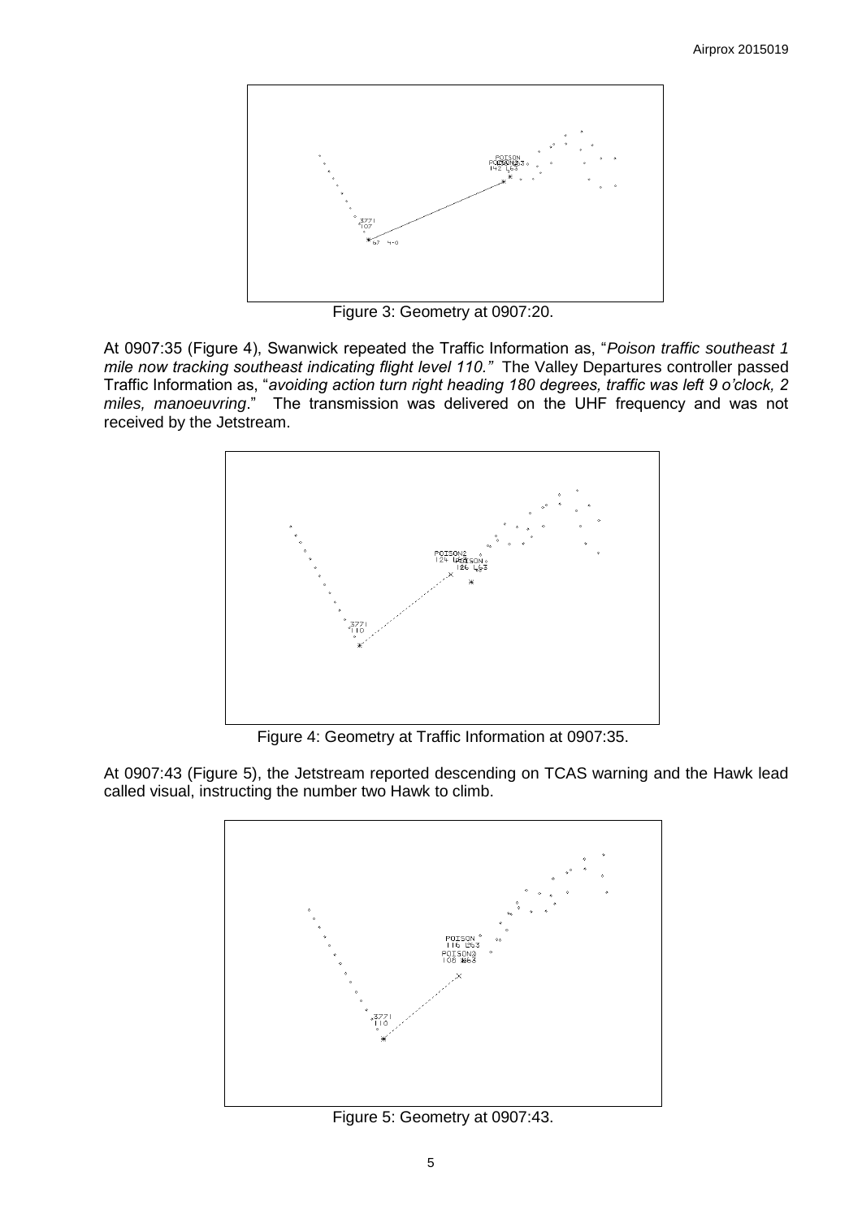Figure 3: Geometry at 0907:20.

At 0907:35 (Figure 4), Swanwick repeated the Traffic Information as, "*Poison traffic southeast 1 mile now tracking southeast indicating flight level 110.*" The Valley Departures controller passed Traffic Information as, "*avoiding action turn right heading 180 degrees, traffic was left 9 o'clock, 2 miles, manoeuvring*." The transmission was delivered on the UHF frequency and was not received by the Jetstream.

Figure 4: Geometry at Traffic Information at 0907:35.

At 0907:43 (Figure 5), the Jetstream reported descending on TCAS warning and the Hawk lead called visual, instructing the number two Hawk to climb.

Figure 5: Geometry at 0907:43.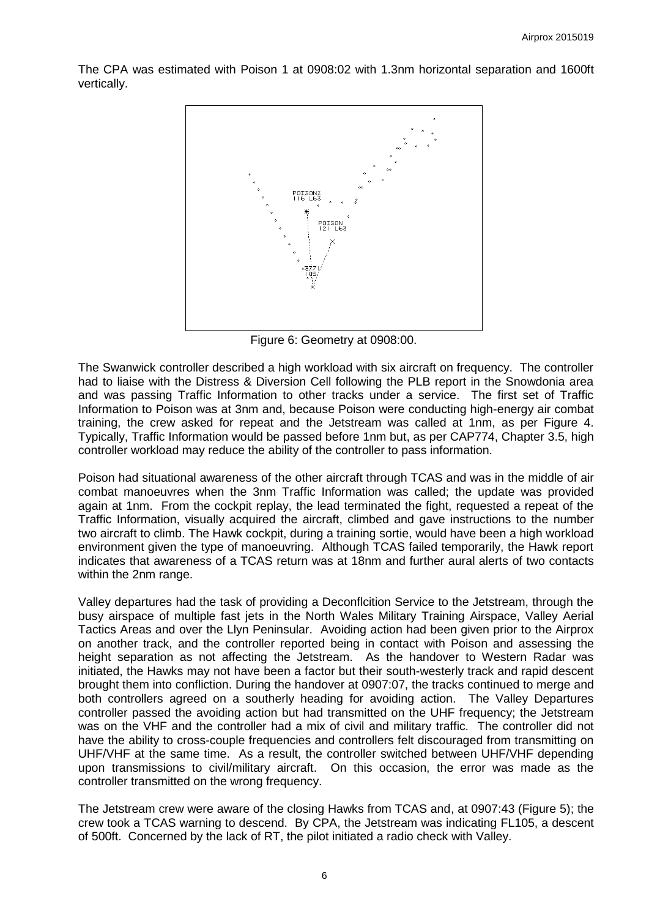The CPA was estimated with Poison 1 at 0908:02 with 1.3nm horizontal separation and 1600ft vertically.

Figure 6: Geometry at 0908:00.

The Swanwick controller described a high workload with six aircraft on frequency. The controller had to liaise with the Distress & Diversion Cell following the PLB report in the Snowdonia area and was passing Traffic Information to other tracks under a service. The first set of Traffic Information to Poison was at 3nm and, because Poison were conducting high-energy air combat training, the crew asked for repeat and the Jetstream was called at 1nm, as per Figure 4. Typically, Traffic Information would be passed before 1nm but, as per CAP774, Chapter 3.5, high controller workload may reduce the ability of the controller to pass information.

Poison had situational awareness of the other aircraft through TCAS and was in the middle of air combat manoeuvres when the 3nm Traffic Information was called; the update was provided again at 1nm. From the cockpit replay, the lead terminated the fight, requested a repeat of the Traffic Information, visually acquired the aircraft, climbed and gave instructions to the number two aircraft to climb. The Hawk cockpit, during a training sortie, would have been a high workload environment given the type of manoeuvring. Although TCAS failed temporarily, the Hawk report indicates that awareness of a TCAS return was at 18nm and further aural alerts of two contacts within the 2nm range.

Valley departures had the task of providing a Deconflcition Service to the Jetstream, through the busy airspace of multiple fast jets in the North Wales Military Training Airspace, Valley Aerial Tactics Areas and over the Llyn Peninsular. Avoiding action had been given prior to the Airprox on another track, and the controller reported being in contact with Poison and assessing the height separation as not affecting the Jetstream. As the handover to Western Radar was initiated, the Hawks may not have been a factor but their south-westerly track and rapid descent brought them into confliction. During the handover at 0907:07, the tracks continued to merge and both controllers agreed on a southerly heading for avoiding action. The Valley Departures controller passed the avoiding action but had transmitted on the UHF frequency; the Jetstream was on the VHF and the controller had a mix of civil and military traffic. The controller did not have the ability to cross-couple frequencies and controllers felt discouraged from transmitting on UHF/VHF at the same time. As a result, the controller switched between UHF/VHF depending upon transmissions to civil/military aircraft. On this occasion, the error was made as the controller transmitted on the wrong frequency.

The Jetstream crew were aware of the closing Hawks from TCAS and, at 0907:43 (Figure 5); the crew took a TCAS warning to descend. By CPA, the Jetstream was indicating FL105, a descent of 500ft. Concerned by the lack of RT, the pilot initiated a radio check with Valley.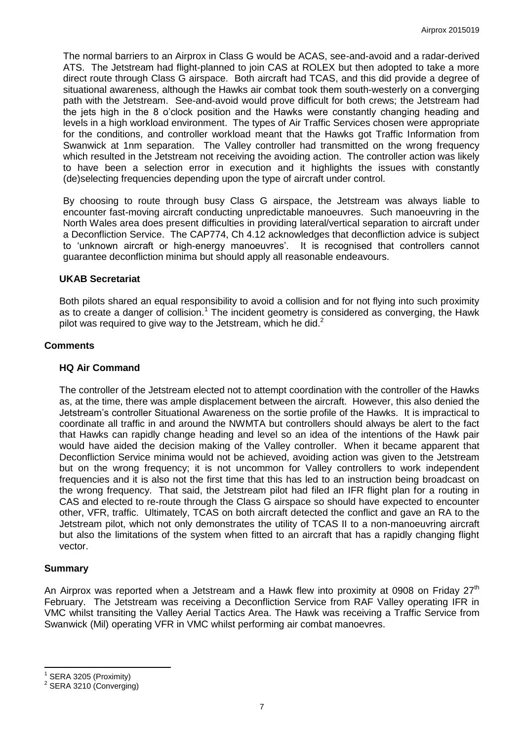The normal barriers to an Airprox in Class G would be ACAS, see-and-avoid and a radar-derived ATS. The Jetstream had flight-planned to join CAS at ROLEX but then adopted to take a more direct route through Class G airspace. Both aircraft had TCAS, and this did provide a degree of situational awareness, although the Hawks air combat took them south-westerly on a converging path with the Jetstream. See-and-avoid would prove difficult for both crews; the Jetstream had the jets high in the 8 o'clock position and the Hawks were constantly changing heading and levels in a high workload environment. The types of Air Traffic Services chosen were appropriate for the conditions, and controller workload meant that the Hawks got Traffic Information from Swanwick at 1nm separation. The Valley controller had transmitted on the wrong frequency which resulted in the Jetstream not receiving the avoiding action. The controller action was likely to have been a selection error in execution and it highlights the issues with constantly (de)selecting frequencies depending upon the type of aircraft under control.

By choosing to route through busy Class G airspace, the Jetstream was always liable to encounter fast-moving aircraft conducting unpredictable manoeuvres. Such manoeuvring in the North Wales area does present difficulties in providing lateral/vertical separation to aircraft under a Deconfliction Service. The CAP774, Ch 4.12 acknowledges that deconfliction advice is subject to 'unknown aircraft or high-energy manoeuvres'. It is recognised that controllers cannot guarantee deconfliction minima but should apply all reasonable endeavours.

### UKAB Secretariat

Both pilots shared an equal responsibility to avoid a collision and for not flying into such proximity as to create a danger of collision.[1] The incident geometry is considered as converging, the Hawk pilot was required to give way to the Jetstream, which he did.[2]

## Comments

### HQ Air Command

The controller of the Jetstream elected not to attempt coordination with the controller of the Hawks as, at the time, there was ample displacement between the aircraft. However, this also denied the Jetstream's controller Situational Awareness on the sortie profile of the Hawks. It is impractical to coordinate all traffic in and around the NWMTA but controllers should always be alert to the fact that Hawks can rapidly change heading and level so an idea of the intentions of the Hawk pair would have aided the decision making of the Valley controller. When it became apparent that Deconfliction Service minima would not be achieved, avoiding action was given to the Jetstream but on the wrong frequency; it is not uncommon for Valley controllers to work independent frequencies and it is also not the first time that this has led to an instruction being broadcast on the wrong frequency. That said, the Jetstream pilot had filed an IFR flight plan for a routing in CAS and elected to re-route through the Class G airspace so should have expected to encounter other, VFR, traffic. Ultimately, TCAS on both aircraft detected the conflict and gave an RA to the Jetstream pilot, which not only demonstrates the utility of TCAS II to a non-manoeuvring aircraft but also the limitations of the system when fitted to an aircraft that has a rapidly changing flight vector.

## Summary

An Airprox was reported when a Jetstream and a Hawk flew into proximity at 0908 on Friday 27th February. The Jetstream was receiving a Deconfliction Service from RAF Valley operating IFR in VMC whilst transiting the Valley Aerial Tactics Area. The Hawk was receiving a Traffic Service from Swanwick (Mil) operating VFR in VMC whilst performing air combat manoevres.

---

[1] SERA 3205 (Proximity)

[2] SERA 3210 (Converging)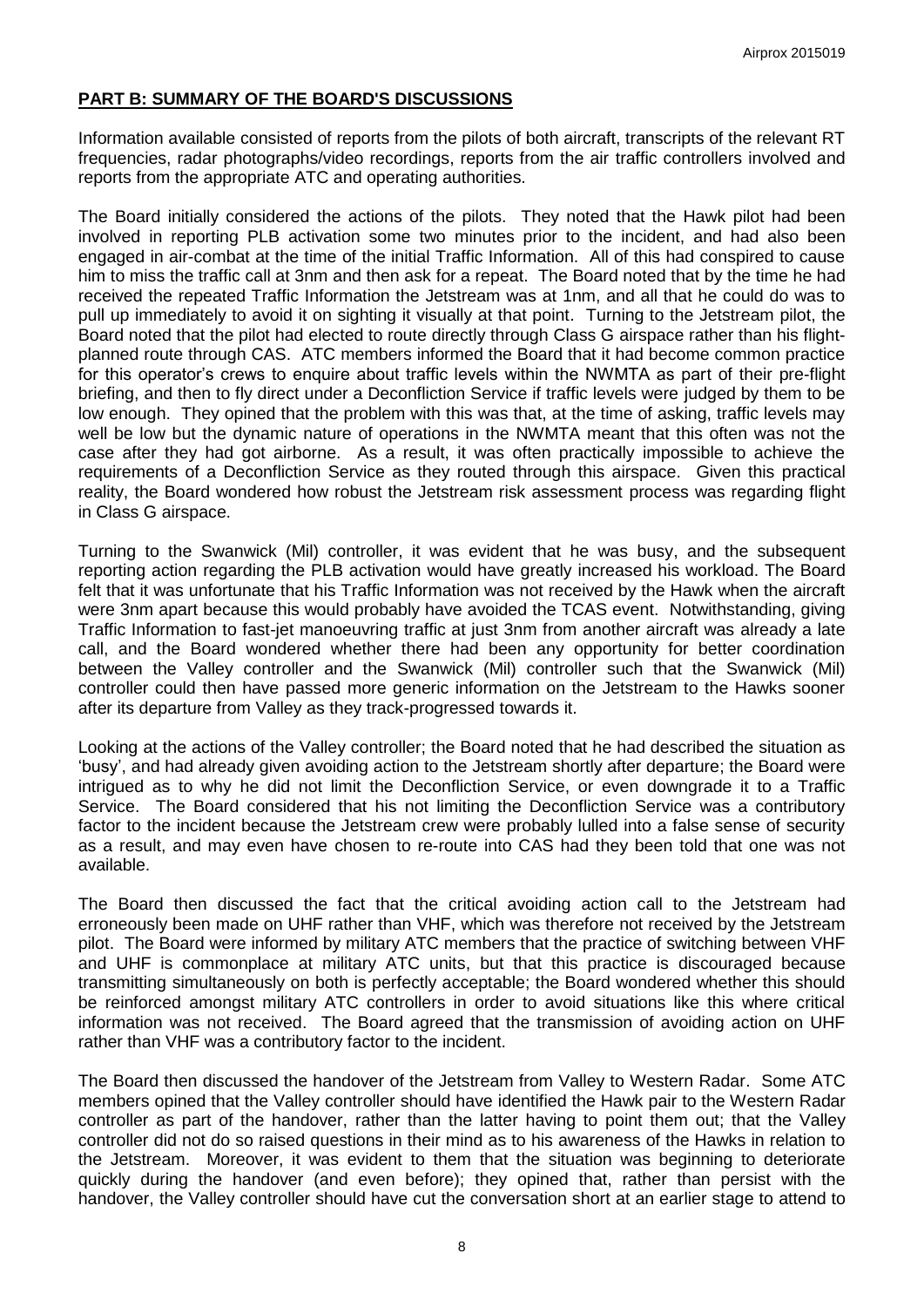## PART B: SUMMARY OF THE BOARD'S DISCUSSIONS

Information available consisted of reports from the pilots of both aircraft, transcripts of the relevant RT frequencies, radar photographs/video recordings, reports from the air traffic controllers involved and reports from the appropriate ATC and operating authorities.

The Board initially considered the actions of the pilots. They noted that the Hawk pilot had been involved in reporting PLB activation some two minutes prior to the incident, and had also been engaged in air-combat at the time of the initial Traffic Information. All of this had conspired to cause him to miss the traffic call at 3nm and then ask for a repeat. The Board noted that by the time he had received the repeated Traffic Information the Jetstream was at 1nm, and all that he could do was to pull up immediately to avoid it on sighting it visually at that point. Turning to the Jetstream pilot, the Board noted that the pilot had elected to route directly through Class G airspace rather than his flight-planned route through CAS. ATC members informed the Board that it had become common practice for this operator's crews to enquire about traffic levels within the NWMTA as part of their pre-flight briefing, and then to fly direct under a Deconfliction Service if traffic levels were judged by them to be low enough. They opined that the problem with this was that, at the time of asking, traffic levels may well be low but the dynamic nature of operations in the NWMTA meant that this often was not the case after they had got airborne. As a result, it was often practically impossible to achieve the requirements of a Deconfliction Service as they routed through this airspace. Given this practical reality, the Board wondered how robust the Jetstream risk assessment process was regarding flight in Class G airspace.

Turning to the Swanwick (Mil) controller, it was evident that he was busy, and the subsequent reporting action regarding the PLB activation would have greatly increased his workload. The Board felt that it was unfortunate that his Traffic Information was not received by the Hawk when the aircraft were 3nm apart because this would probably have avoided the TCAS event. Notwithstanding, giving Traffic Information to fast-jet manoeuvring traffic at just 3nm from another aircraft was already a late call, and the Board wondered whether there had been any opportunity for better coordination between the Valley controller and the Swanwick (Mil) controller such that the Swanwick (Mil) controller could then have passed more generic information on the Jetstream to the Hawks sooner after its departure from Valley as they track-progressed towards it.

Looking at the actions of the Valley controller; the Board noted that he had described the situation as 'busy', and had already given avoiding action to the Jetstream shortly after departure; the Board were intrigued as to why he did not limit the Deconfliction Service, or even downgrade it to a Traffic Service. The Board considered that his not limiting the Deconfliction Service was a contributory factor to the incident because the Jetstream crew were probably lulled into a false sense of security as a result, and may even have chosen to re-route into CAS had they been told that one was not available.

The Board then discussed the fact that the critical avoiding action call to the Jetstream had erroneously been made on UHF rather than VHF, which was therefore not received by the Jetstream pilot. The Board were informed by military ATC members that the practice of switching between VHF and UHF is commonplace at military ATC units, but that this practice is discouraged because transmitting simultaneously on both is perfectly acceptable; the Board wondered whether this should be reinforced amongst military ATC controllers in order to avoid situations like this where critical information was not received. The Board agreed that the transmission of avoiding action on UHF rather than VHF was a contributory factor to the incident.

The Board then discussed the handover of the Jetstream from Valley to Western Radar. Some ATC members opined that the Valley controller should have identified the Hawk pair to the Western Radar controller as part of the handover, rather than the latter having to point them out; that the Valley controller did not do so raised questions in their mind as to his awareness of the Hawks in relation to the Jetstream. Moreover, it was evident to them that the situation was beginning to deteriorate quickly during the handover (and even before); they opined that, rather than persist with the handover, the Valley controller should have cut the conversation short at an earlier stage to attend to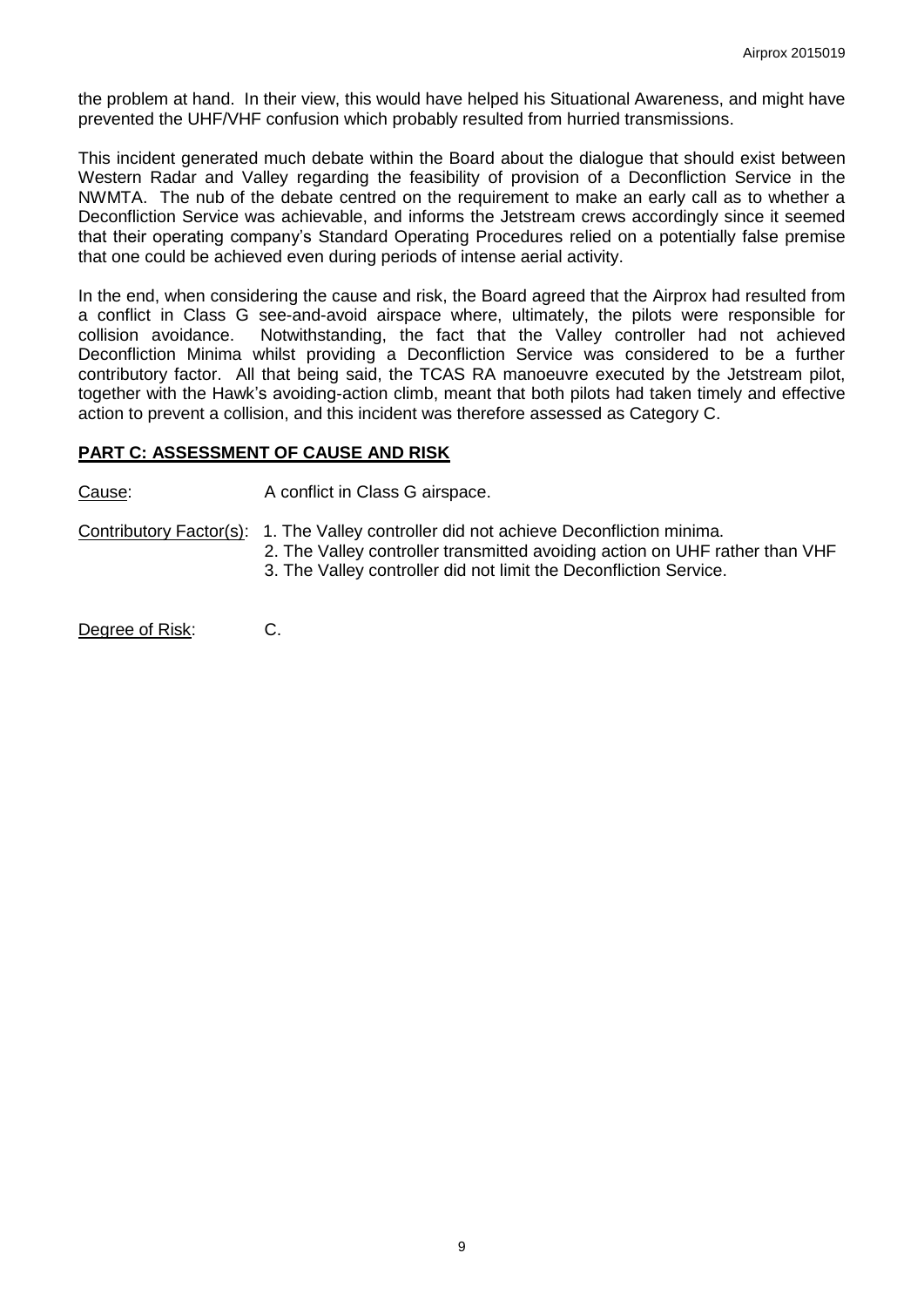the problem at hand. In their view, this would have helped his Situational Awareness, and might have prevented the UHF/VHF confusion which probably resulted from hurried transmissions.

This incident generated much debate within the Board about the dialogue that should exist between Western Radar and Valley regarding the feasibility of provision of a Deconfliction Service in the NWMTA. The nub of the debate centred on the requirement to make an early call as to whether a Deconfliction Service was achievable, and informs the Jetstream crews accordingly since it seemed that their operating company's Standard Operating Procedures relied on a potentially false premise that one could be achieved even during periods of intense aerial activity.

In the end, when considering the cause and risk, the Board agreed that the Airprox had resulted from a conflict in Class G see-and-avoid airspace where, ultimately, the pilots were responsible for collision avoidance. Notwithstanding, the fact that the Valley controller had not achieved Deconfliction Minima whilst providing a Deconfliction Service was considered to be a further contributory factor. All that being said, the TCAS RA manoeuvre executed by the Jetstream pilot, together with the Hawk's avoiding-action climb, meant that both pilots had taken timely and effective action to prevent a collision, and this incident was therefore assessed as Category C.

## PART C: ASSESSMENT OF CAUSE AND RISK

Cause: A conflict in Class G airspace.

Contributory Factor(s):
1. The Valley controller did not achieve Deconfliction minima.
2. The Valley controller transmitted avoiding action on UHF rather than VHF
3. The Valley controller did not limit the Deconfliction Service.

Degree of Risk: C.